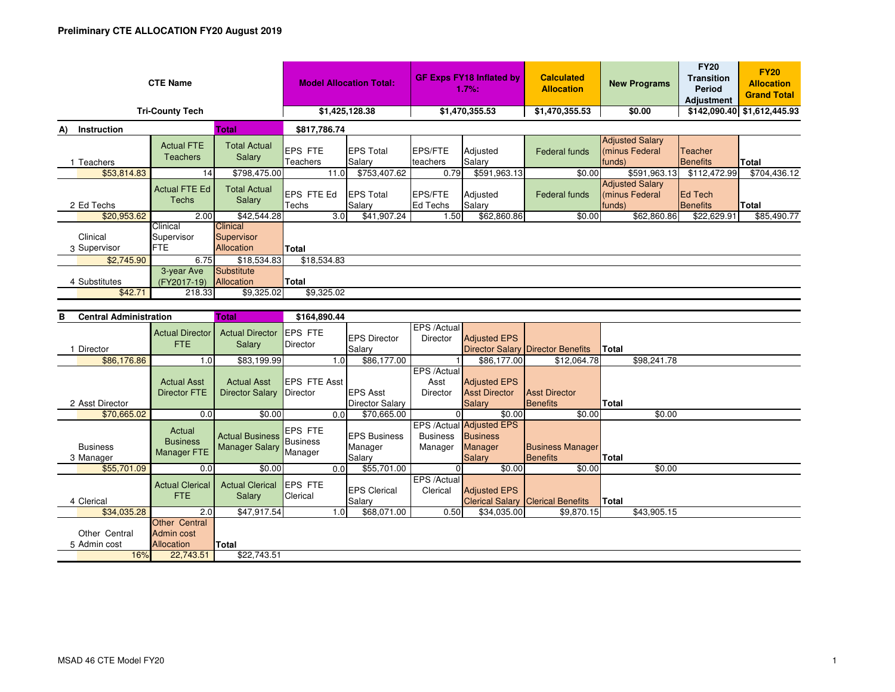**Preliminary CTE ALLOCATION FY20 August 2019**

| CTE Name | Model Allocation Total: | GF Exps FY18 Inflated by 1.7%: | Calculated Allocation | New Programs | FY20 Transition Period Adjustment | FY20 Allocation Grand Total |
|---|---|---|---|---|---|---|
| Tri-County Tech | $1,425,128.38 | $1,470,355.53 | $1,470,355.53 | $0.00 | $142,090.40 | $1,612,445.93 |

**A) Instruction** — Total: $817,786.74

| 1 Teachers | Actual FTE Teachers | Total Actual Salary | EPS FTE Teachers | EPS Total Salary | EPS/FTE teachers | Adjusted Salary | Federal funds | Adjusted Salary (minus Federal funds) | Teacher Benefits | Total |
|---|---|---|---|---|---|---|---|---|---|---|
| $53,814.83 | 14 | $798,475.00 | 11.0 | $753,407.62 | 0.79 | $591,963.13 | $0.00 | $591,963.13 | $112,472.99 | $704,436.12 |

| 2 Ed Techs | Actual FTE Ed Techs | Total Actual Salary | EPS FTE Ed Techs | EPS Total Salary | EPS/FTE Ed Techs | Adjusted Salary | Federal funds | Adjusted Salary (minus Federal funds) | Ed Tech Benefits | Total |
|---|---|---|---|---|---|---|---|---|---|---|
| $20,953.62 | 2.00 | $42,544.28 | 3.0 | $41,907.24 | 1.50 | $62,860.86 | $0.00 | $62,860.86 | $22,629.91 | $85,490.77 |

| 3 Clinical Supervisor | Clinical Supervisor FTE | Clinical Supervisor Allocation | Total |
|---|---|---|---|
| $2,745.90 | 6.75 | $18,534.83 | $18,534.83 |

| 4 Substitutes | 3-year Ave (FY2017-19) | Substitute Allocation | Total |
|---|---|---|---|
| $42.71 | 218.33 | $9,325.02 | $9,325.02 |

**B Central Administration** — Total: $164,890.44

| 1 Director | Actual Director FTE | Actual Director Salary | EPS FTE Director | EPS Director Salary | EPS /Actual Director | Adjusted EPS Director Salary | Director Benefits | Total |
|---|---|---|---|---|---|---|---|---|
| $86,176.86 | 1.0 | $83,199.99 | 1.0 | $86,177.00 | 1 | $86,177.00 | $12,064.78 | $98,241.78 |

| 2 Asst Director | Actual Asst Director FTE | Actual Asst Director Salary | EPS FTE Asst Director | EPS Asst Director Salary | EPS /Actual Asst Director | Adjusted EPS Asst Director Salary | Asst Director Benefits | Total |
|---|---|---|---|---|---|---|---|---|
| $70,665.02 | 0.0 | $0.00 | 0.0 | $70,665.00 | 0 | $0.00 | $0.00 | $0.00 |

| 3 Business Manager | Actual Business Manager FTE | Actual Business Manager Salary | EPS FTE Business Manager | EPS Business Manager Salary | EPS /Actual Business Manager | Adjusted EPS Business Manager Salary | Business Manager Benefits | Total |
|---|---|---|---|---|---|---|---|---|
| $55,701.09 | 0.0 | $0.00 | 0.0 | $55,701.00 | 0 | $0.00 | $0.00 | $0.00 |

| 4 Clerical | Actual Clerical FTE | Actual Clerical Salary | EPS FTE Clerical | EPS Clerical Salary | EPS /Actual Clerical | Adjusted EPS Clerical Salary | Clerical Benefits | Total |
|---|---|---|---|---|---|---|---|---|
| $34,035.28 | 2.0 | $47,917.54 | 1.0 | $68,071.00 | 0.50 | $34,035.00 | $9,870.15 | $43,905.15 |

| 5 Other Central Admin cost | Other Central Admin cost Allocation | Total |
|---|---|---|
| 16% | 22,743.51 | $22,743.51 |

MSAD 46 CTE Model FY20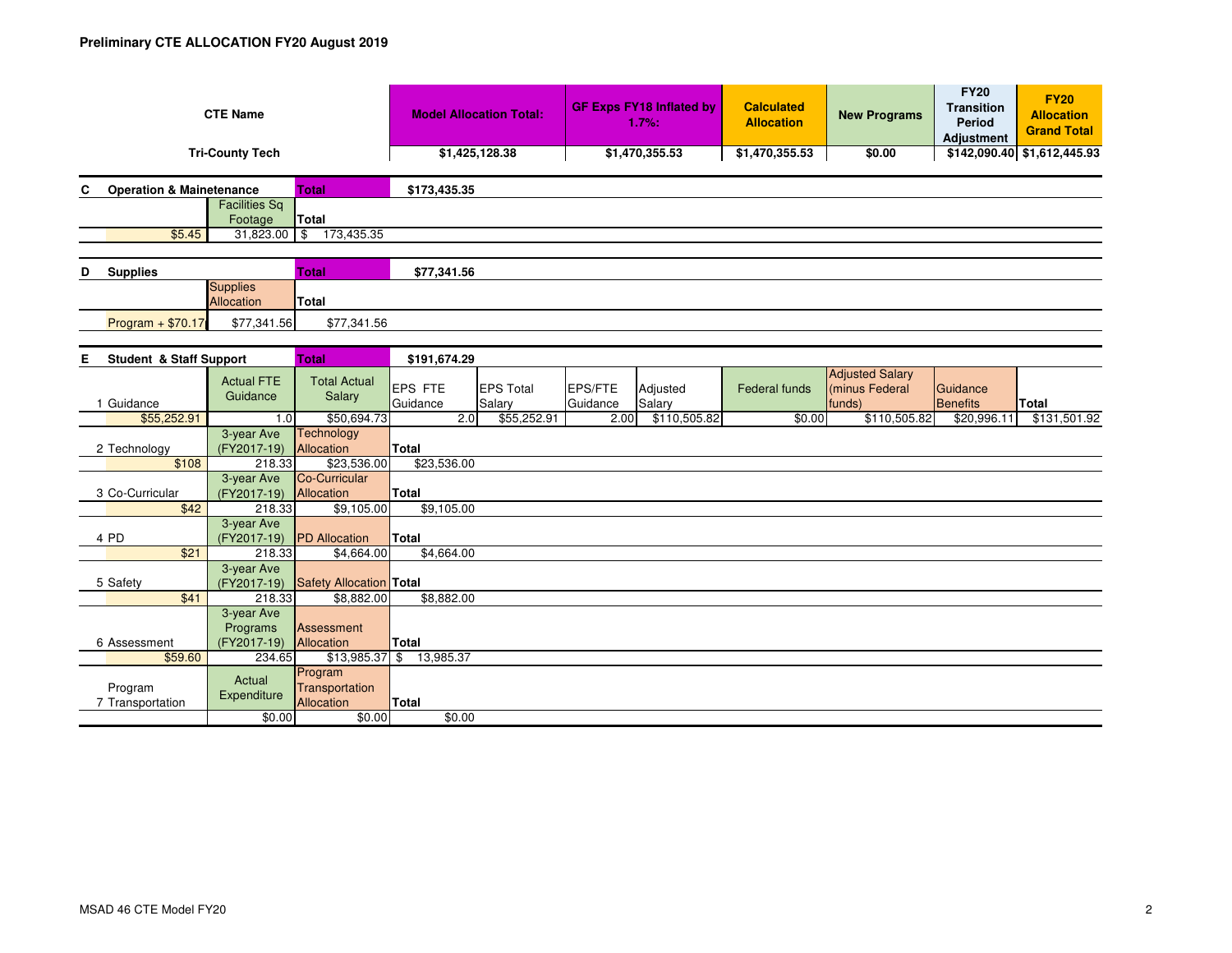**Preliminary CTE ALLOCATION FY20 August 2019**

| CTE Name | Model Allocation Total: | GF Exps FY18 Inflated by 1.7%: | Calculated Allocation | New Programs | FY20 Transition Period Adjustment | FY20 Allocation Grand Total |
|---|---|---|---|---|---|---|
| Tri-County Tech | $1,425,128.38 | $1,470,355.53 | $1,470,355.53 | $0.00 | $142,090.40 | $1,612,445.93 |

**C Operation & Mainetenance** — Total $173,435.35

| | Facilities Sq Footage | Total |
|---|---|---|
| $5.45 | 31,823.00 | $ 173,435.35 |

**D Supplies** — Total $77,341.56

| | Supplies Allocation | Total |
|---|---|---|
| Program + $70.17 | $77,341.56 | $77,341.56 |

**E Student & Staff Support** — Total $191,674.29

| 1 Guidance | Actual FTE Guidance | Total Actual Salary | EPS FTE Guidance | EPS Total Salary | EPS/FTE Guidance | Adjusted Salary | Federal funds | Adjusted Salary (minus Federal funds) | Guidance Benefits | Total |
|---|---|---|---|---|---|---|---|---|---|---|
| $55,252.91 | 1.0 | $50,694.73 | 2.0 | $55,252.91 | 2.00 | $110,505.82 | $0.00 | $110,505.82 | $20,996.11 | $131,501.92 |

| 2 Technology | 3-year Ave (FY2017-19) | Technology Allocation | Total |
|---|---|---|---|
| $108 | 218.33 | $23,536.00 | $23,536.00 |

| 3 Co-Curricular | 3-year Ave (FY2017-19) | Co-Curricular Allocation | Total |
|---|---|---|---|
| $42 | 218.33 | $9,105.00 | $9,105.00 |

| 4 PD | 3-year Ave (FY2017-19) | PD Allocation | Total |
|---|---|---|---|
| $21 | 218.33 | $4,664.00 | $4,664.00 |

| 5 Safety | 3-year Ave (FY2017-19) | Safety Allocation | Total |
|---|---|---|---|
| $41 | 218.33 | $8,882.00 | $8,882.00 |

| 6 Assessment | 3-year Ave Programs (FY2017-19) | Assessment Allocation | Total |
|---|---|---|---|
| $59.60 | 234.65 | $13,985.37 | $ 13,985.37 |

| 7 Program Transportation | Actual Expenditure | Program Transportation Allocation | Total |
|---|---|---|---|
| | $0.00 | $0.00 | $0.00 |

MSAD 46 CTE Model FY20